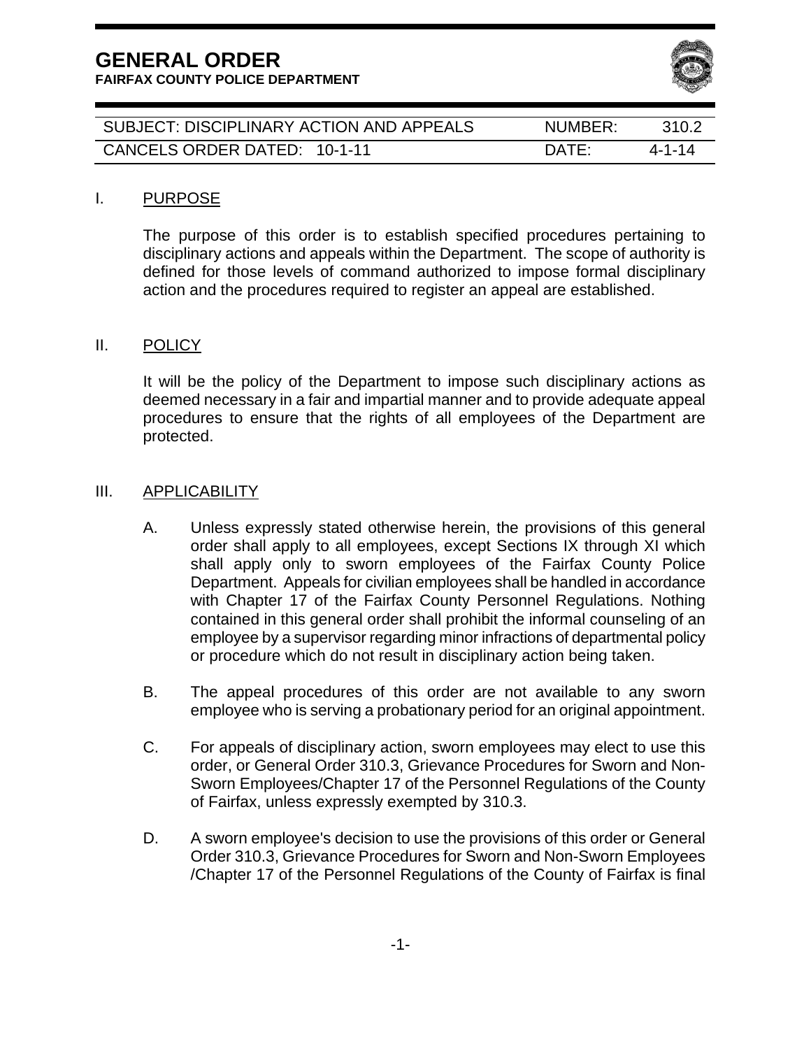# GENERAL ORDER

**FAIRFAX COUNTY POLICE DEPARTMENT**

| SUBJECT: DISCIPLINARY ACTION AND APPEALS | NUMBER: | 310.2 |
|---|---|---|
| CANCELS ORDER DATED: 10-1-11 | DATE: | 4-1-14 |

## I. PURPOSE

The purpose of this order is to establish specified procedures pertaining to disciplinary actions and appeals within the Department. The scope of authority is defined for those levels of command authorized to impose formal disciplinary action and the procedures required to register an appeal are established.

## II. POLICY

It will be the policy of the Department to impose such disciplinary actions as deemed necessary in a fair and impartial manner and to provide adequate appeal procedures to ensure that the rights of all employees of the Department are protected.

## III. APPLICABILITY

A. Unless expressly stated otherwise herein, the provisions of this general order shall apply to all employees, except Sections IX through XI which shall apply only to sworn employees of the Fairfax County Police Department. Appeals for civilian employees shall be handled in accordance with Chapter 17 of the Fairfax County Personnel Regulations. Nothing contained in this general order shall prohibit the informal counseling of an employee by a supervisor regarding minor infractions of departmental policy or procedure which do not result in disciplinary action being taken.

B. The appeal procedures of this order are not available to any sworn employee who is serving a probationary period for an original appointment.

C. For appeals of disciplinary action, sworn employees may elect to use this order, or General Order 310.3, Grievance Procedures for Sworn and Non-Sworn Employees/Chapter 17 of the Personnel Regulations of the County of Fairfax, unless expressly exempted by 310.3.

D. A sworn employee's decision to use the provisions of this order or General Order 310.3, Grievance Procedures for Sworn and Non-Sworn Employees /Chapter 17 of the Personnel Regulations of the County of Fairfax is final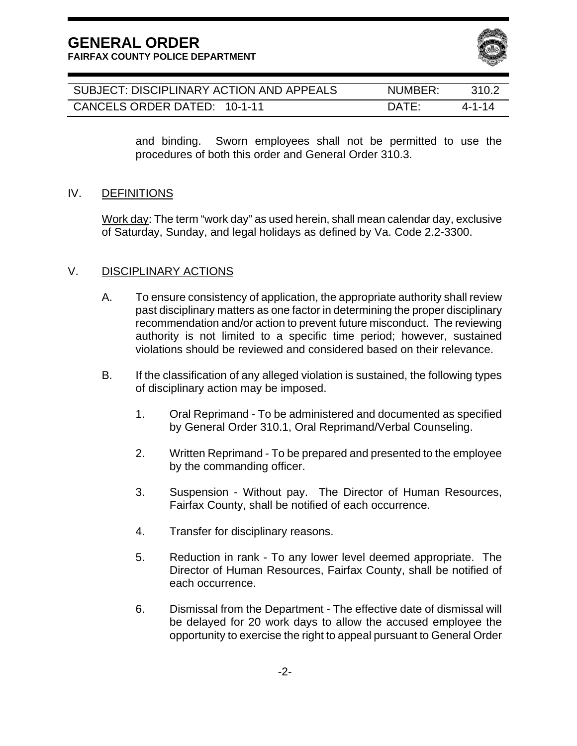and binding. Sworn employees shall not be permitted to use the procedures of both this order and General Order 310.3.

## IV. DEFINITIONS

Work day: The term "work day" as used herein, shall mean calendar day, exclusive of Saturday, Sunday, and legal holidays as defined by Va. Code 2.2-3300.

## V. DISCIPLINARY ACTIONS

A. To ensure consistency of application, the appropriate authority shall review past disciplinary matters as one factor in determining the proper disciplinary recommendation and/or action to prevent future misconduct. The reviewing authority is not limited to a specific time period; however, sustained violations should be reviewed and considered based on their relevance.

B. If the classification of any alleged violation is sustained, the following types of disciplinary action may be imposed.

1. Oral Reprimand - To be administered and documented as specified by General Order 310.1, Oral Reprimand/Verbal Counseling.

2. Written Reprimand - To be prepared and presented to the employee by the commanding officer.

3. Suspension - Without pay. The Director of Human Resources, Fairfax County, shall be notified of each occurrence.

4. Transfer for disciplinary reasons.

5. Reduction in rank - To any lower level deemed appropriate. The Director of Human Resources, Fairfax County, shall be notified of each occurrence.

6. Dismissal from the Department - The effective date of dismissal will be delayed for 20 work days to allow the accused employee the opportunity to exercise the right to appeal pursuant to General Order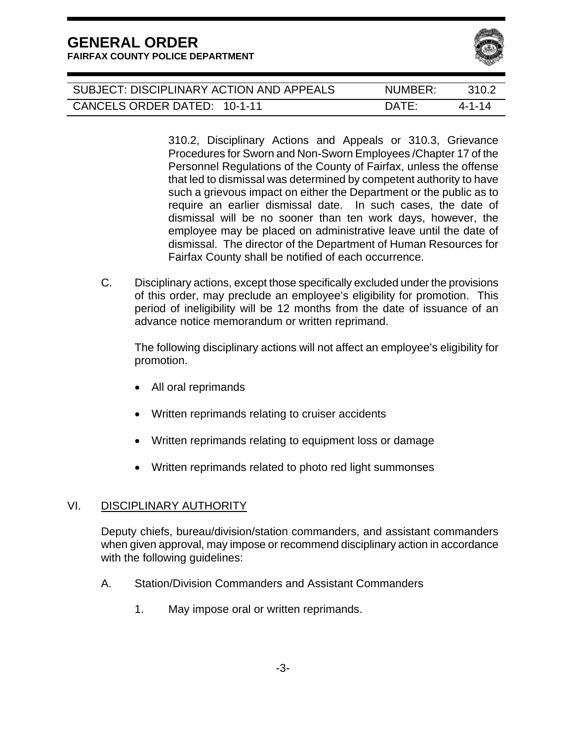310.2, Disciplinary Actions and Appeals or 310.3, Grievance Procedures for Sworn and Non-Sworn Employees /Chapter 17 of the Personnel Regulations of the County of Fairfax, unless the offense that led to dismissal was determined by competent authority to have such a grievous impact on either the Department or the public as to require an earlier dismissal date. In such cases, the date of dismissal will be no sooner than ten work days, however, the employee may be placed on administrative leave until the date of dismissal. The director of the Department of Human Resources for Fairfax County shall be notified of each occurrence.

C. Disciplinary actions, except those specifically excluded under the provisions of this order, may preclude an employee's eligibility for promotion. This period of ineligibility will be 12 months from the date of issuance of an advance notice memorandum or written reprimand.

The following disciplinary actions will not affect an employee's eligibility for promotion.

- All oral reprimands
- Written reprimands relating to cruiser accidents
- Written reprimands relating to equipment loss or damage
- Written reprimands related to photo red light summonses

## VI. DISCIPLINARY AUTHORITY

Deputy chiefs, bureau/division/station commanders, and assistant commanders when given approval, may impose or recommend disciplinary action in accordance with the following guidelines:

A. Station/Division Commanders and Assistant Commanders

1. May impose oral or written reprimands.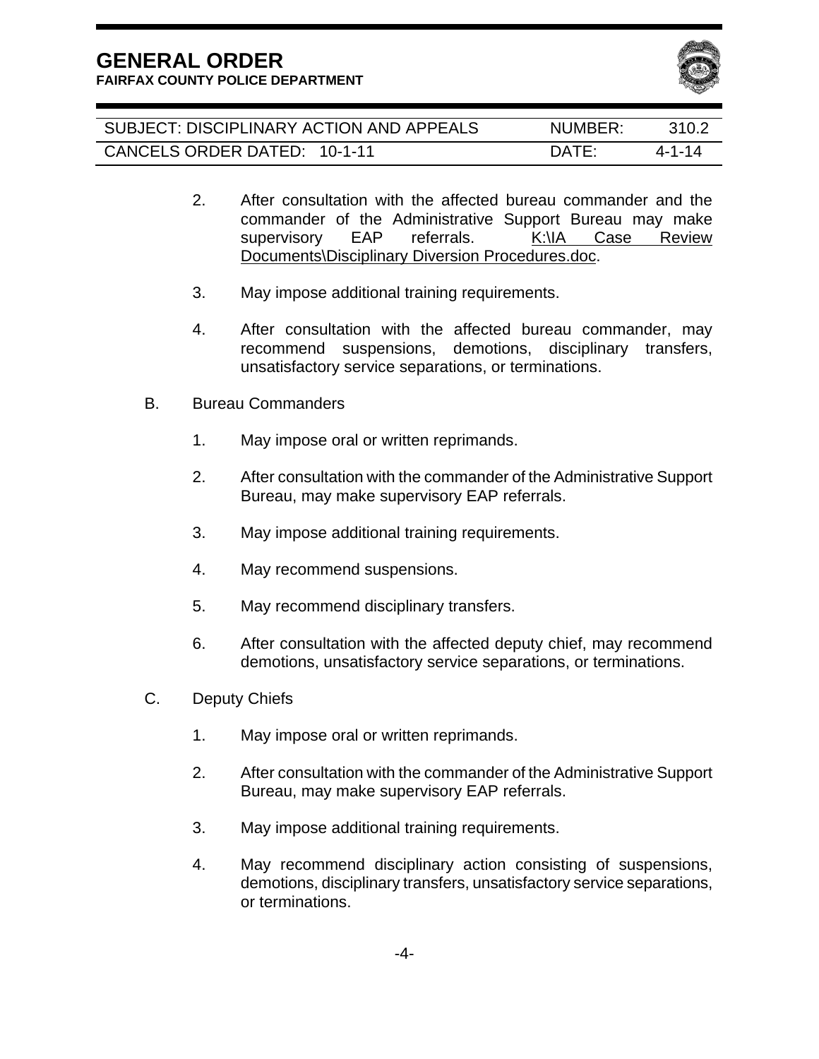2. After consultation with the affected bureau commander and the commander of the Administrative Support Bureau may make supervisory EAP referrals. K:\IA Case Review Documents\Disciplinary Diversion Procedures.doc.

3. May impose additional training requirements.

4. After consultation with the affected bureau commander, may recommend suspensions, demotions, disciplinary transfers, unsatisfactory service separations, or terminations.

B. Bureau Commanders

   1. May impose oral or written reprimands.

   2. After consultation with the commander of the Administrative Support Bureau, may make supervisory EAP referrals.

   3. May impose additional training requirements.

   4. May recommend suspensions.

   5. May recommend disciplinary transfers.

   6. After consultation with the affected deputy chief, may recommend demotions, unsatisfactory service separations, or terminations.

C. Deputy Chiefs

   1. May impose oral or written reprimands.

   2. After consultation with the commander of the Administrative Support Bureau, may make supervisory EAP referrals.

   3. May impose additional training requirements.

   4. May recommend disciplinary action consisting of suspensions, demotions, disciplinary transfers, unsatisfactory service separations, or terminations.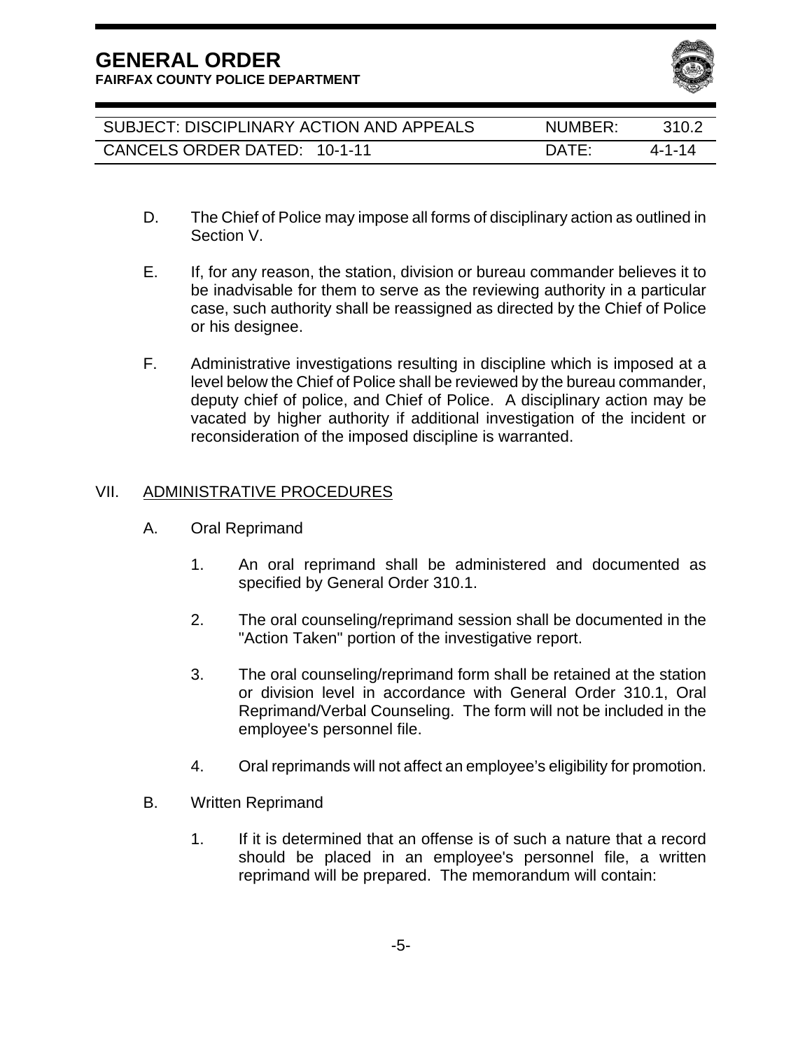D. The Chief of Police may impose all forms of disciplinary action as outlined in Section V.

E. If, for any reason, the station, division or bureau commander believes it to be inadvisable for them to serve as the reviewing authority in a particular case, such authority shall be reassigned as directed by the Chief of Police or his designee.

F. Administrative investigations resulting in discipline which is imposed at a level below the Chief of Police shall be reviewed by the bureau commander, deputy chief of police, and Chief of Police. A disciplinary action may be vacated by higher authority if additional investigation of the incident or reconsideration of the imposed discipline is warranted.

## VII. ADMINISTRATIVE PROCEDURES

A. Oral Reprimand

1. An oral reprimand shall be administered and documented as specified by General Order 310.1.

2. The oral counseling/reprimand session shall be documented in the "Action Taken" portion of the investigative report.

3. The oral counseling/reprimand form shall be retained at the station or division level in accordance with General Order 310.1, Oral Reprimand/Verbal Counseling. The form will not be included in the employee's personnel file.

4. Oral reprimands will not affect an employee's eligibility for promotion.

B. Written Reprimand

1. If it is determined that an offense is of such a nature that a record should be placed in an employee's personnel file, a written reprimand will be prepared. The memorandum will contain: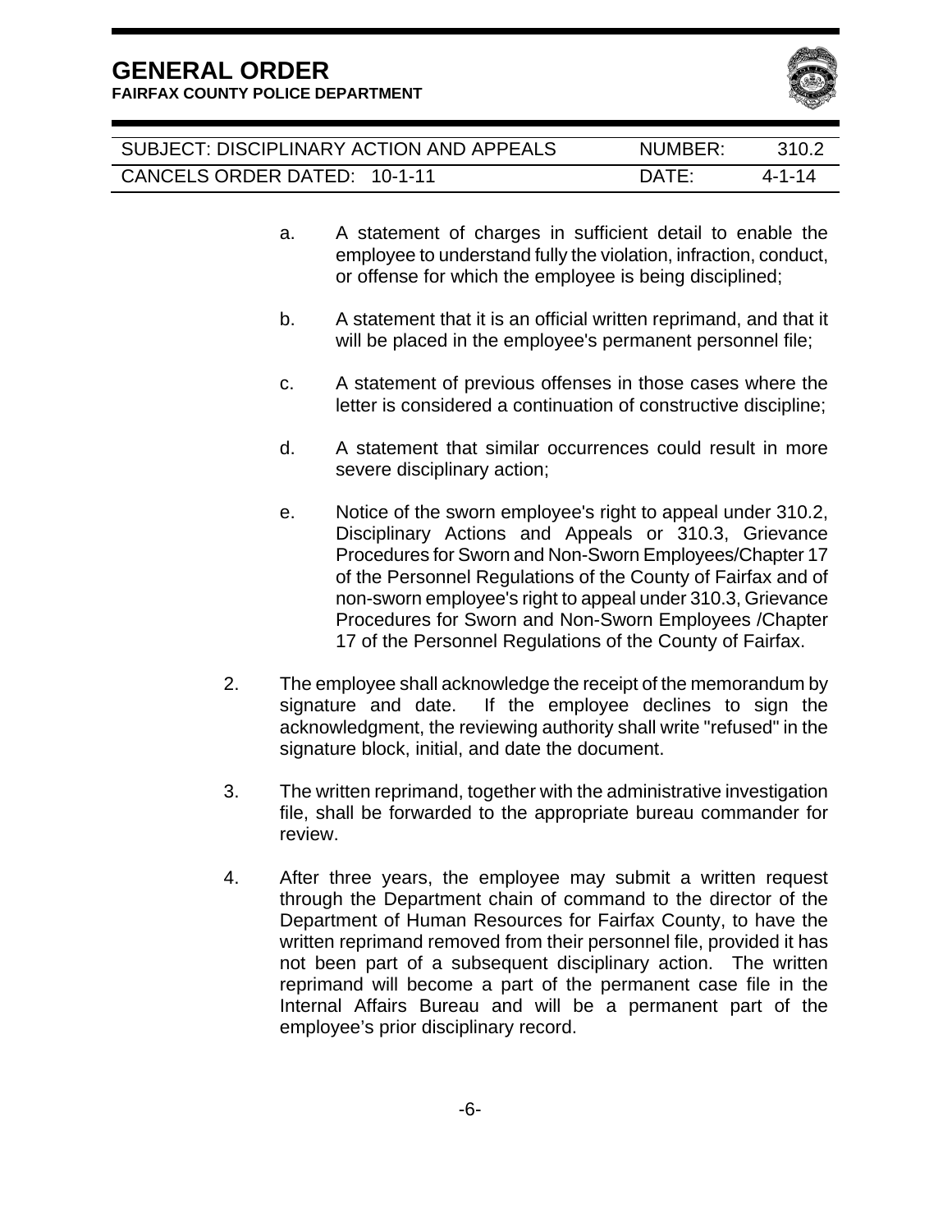a. A statement of charges in sufficient detail to enable the employee to understand fully the violation, infraction, conduct, or offense for which the employee is being disciplined;

b. A statement that it is an official written reprimand, and that it will be placed in the employee's permanent personnel file;

c. A statement of previous offenses in those cases where the letter is considered a continuation of constructive discipline;

d. A statement that similar occurrences could result in more severe disciplinary action;

e. Notice of the sworn employee's right to appeal under 310.2, Disciplinary Actions and Appeals or 310.3, Grievance Procedures for Sworn and Non-Sworn Employees/Chapter 17 of the Personnel Regulations of the County of Fairfax and of non-sworn employee's right to appeal under 310.3, Grievance Procedures for Sworn and Non-Sworn Employees /Chapter 17 of the Personnel Regulations of the County of Fairfax.

2. The employee shall acknowledge the receipt of the memorandum by signature and date. If the employee declines to sign the acknowledgment, the reviewing authority shall write "refused" in the signature block, initial, and date the document.

3. The written reprimand, together with the administrative investigation file, shall be forwarded to the appropriate bureau commander for review.

4. After three years, the employee may submit a written request through the Department chain of command to the director of the Department of Human Resources for Fairfax County, to have the written reprimand removed from their personnel file, provided it has not been part of a subsequent disciplinary action. The written reprimand will become a part of the permanent case file in the Internal Affairs Bureau and will be a permanent part of the employee's prior disciplinary record.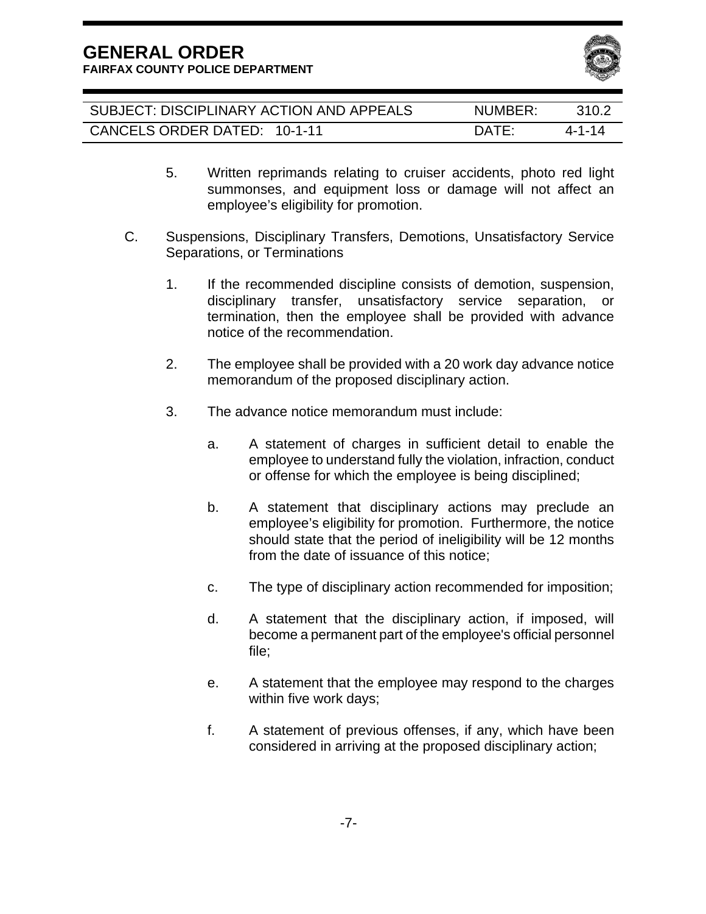5. Written reprimands relating to cruiser accidents, photo red light summonses, and equipment loss or damage will not affect an employee's eligibility for promotion.

C. Suspensions, Disciplinary Transfers, Demotions, Unsatisfactory Service Separations, or Terminations

   1. If the recommended discipline consists of demotion, suspension, disciplinary transfer, unsatisfactory service separation, or termination, then the employee shall be provided with advance notice of the recommendation.

   2. The employee shall be provided with a 20 work day advance notice memorandum of the proposed disciplinary action.

   3. The advance notice memorandum must include:

      a. A statement of charges in sufficient detail to enable the employee to understand fully the violation, infraction, conduct or offense for which the employee is being disciplined;

      b. A statement that disciplinary actions may preclude an employee's eligibility for promotion. Furthermore, the notice should state that the period of ineligibility will be 12 months from the date of issuance of this notice;

      c. The type of disciplinary action recommended for imposition;

      d. A statement that the disciplinary action, if imposed, will become a permanent part of the employee's official personnel file;

      e. A statement that the employee may respond to the charges within five work days;

      f. A statement of previous offenses, if any, which have been considered in arriving at the proposed disciplinary action;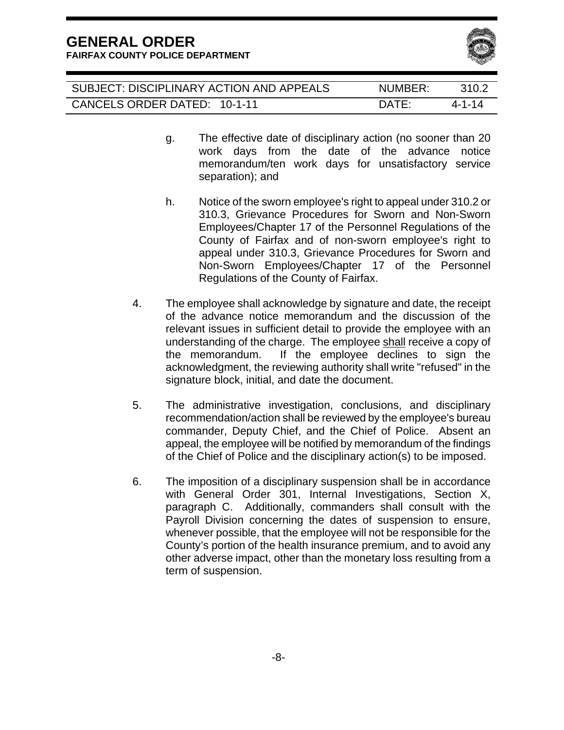g. The effective date of disciplinary action (no sooner than 20 work days from the date of the advance notice memorandum/ten work days for unsatisfactory service separation); and

h. Notice of the sworn employee's right to appeal under 310.2 or 310.3, Grievance Procedures for Sworn and Non-Sworn Employees/Chapter 17 of the Personnel Regulations of the County of Fairfax and of non-sworn employee's right to appeal under 310.3, Grievance Procedures for Sworn and Non-Sworn Employees/Chapter 17 of the Personnel Regulations of the County of Fairfax.

4. The employee shall acknowledge by signature and date, the receipt of the advance notice memorandum and the discussion of the relevant issues in sufficient detail to provide the employee with an understanding of the charge. The employee <u>shall</u> receive a copy of the memorandum. If the employee declines to sign the acknowledgment, the reviewing authority shall write "refused" in the signature block, initial, and date the document.

5. The administrative investigation, conclusions, and disciplinary recommendation/action shall be reviewed by the employee's bureau commander, Deputy Chief, and the Chief of Police. Absent an appeal, the employee will be notified by memorandum of the findings of the Chief of Police and the disciplinary action(s) to be imposed.

6. The imposition of a disciplinary suspension shall be in accordance with General Order 301, Internal Investigations, Section X, paragraph C. Additionally, commanders shall consult with the Payroll Division concerning the dates of suspension to ensure, whenever possible, that the employee will not be responsible for the County's portion of the health insurance premium, and to avoid any other adverse impact, other than the monetary loss resulting from a term of suspension.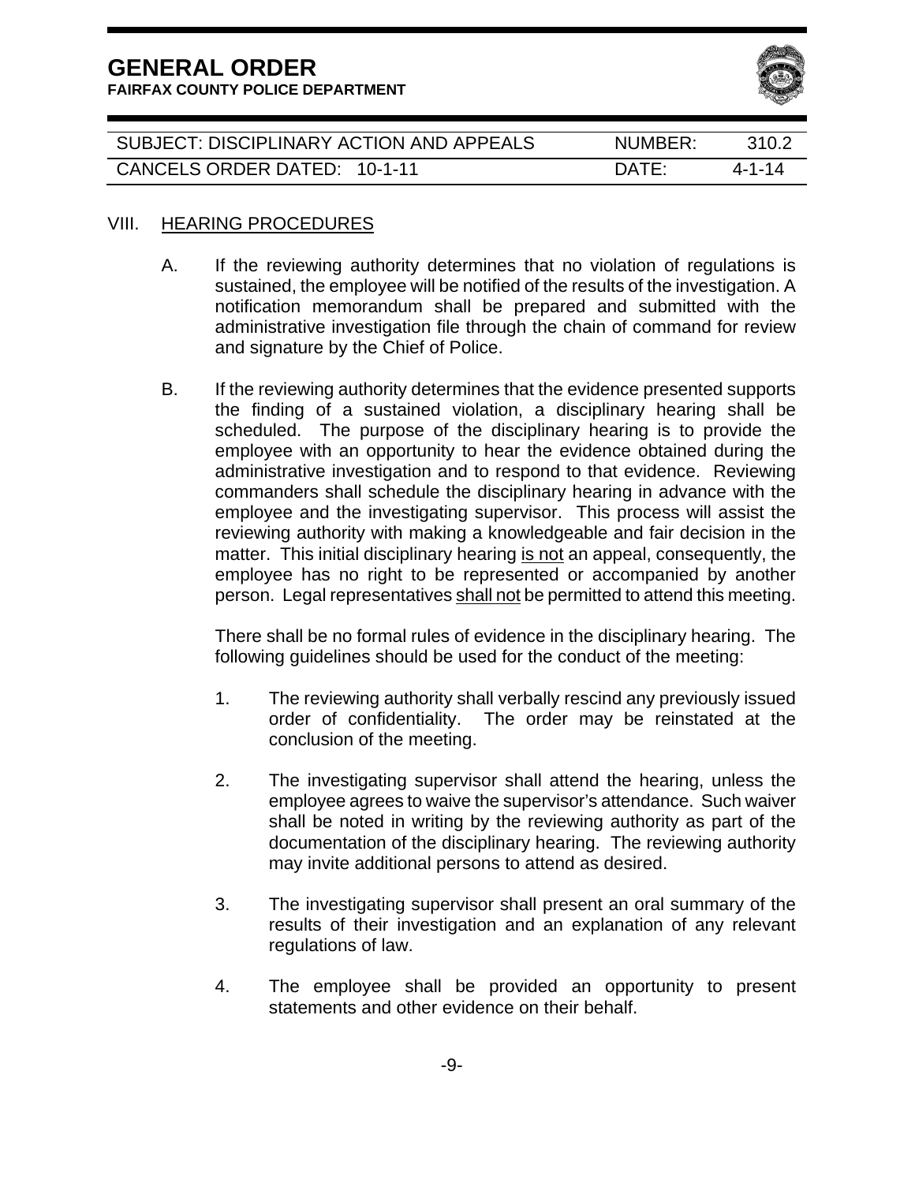## VIII. HEARING PROCEDURES

A. If the reviewing authority determines that no violation of regulations is sustained, the employee will be notified of the results of the investigation. A notification memorandum shall be prepared and submitted with the administrative investigation file through the chain of command for review and signature by the Chief of Police.

B. If the reviewing authority determines that the evidence presented supports the finding of a sustained violation, a disciplinary hearing shall be scheduled. The purpose of the disciplinary hearing is to provide the employee with an opportunity to hear the evidence obtained during the administrative investigation and to respond to that evidence. Reviewing commanders shall schedule the disciplinary hearing in advance with the employee and the investigating supervisor. This process will assist the reviewing authority with making a knowledgeable and fair decision in the matter. This initial disciplinary hearing <u>is not</u> an appeal, consequently, the employee has no right to be represented or accompanied by another person. Legal representatives <u>shall not</u> be permitted to attend this meeting.

   There shall be no formal rules of evidence in the disciplinary hearing. The following guidelines should be used for the conduct of the meeting:

   1. The reviewing authority shall verbally rescind any previously issued order of confidentiality. The order may be reinstated at the conclusion of the meeting.

   2. The investigating supervisor shall attend the hearing, unless the employee agrees to waive the supervisor's attendance. Such waiver shall be noted in writing by the reviewing authority as part of the documentation of the disciplinary hearing. The reviewing authority may invite additional persons to attend as desired.

   3. The investigating supervisor shall present an oral summary of the results of their investigation and an explanation of any relevant regulations of law.

   4. The employee shall be provided an opportunity to present statements and other evidence on their behalf.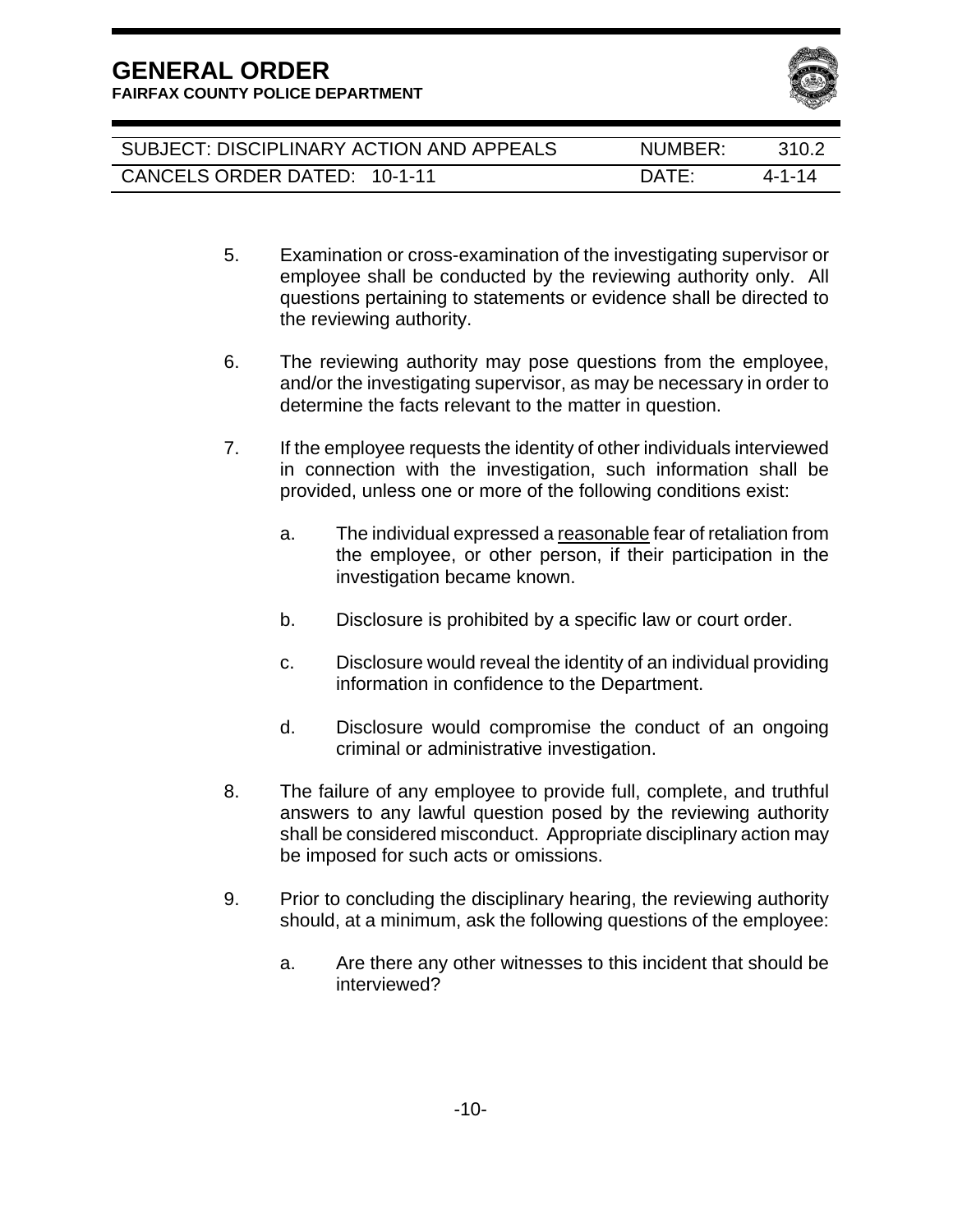5. Examination or cross-examination of the investigating supervisor or employee shall be conducted by the reviewing authority only. All questions pertaining to statements or evidence shall be directed to the reviewing authority.

6. The reviewing authority may pose questions from the employee, and/or the investigating supervisor, as may be necessary in order to determine the facts relevant to the matter in question.

7. If the employee requests the identity of other individuals interviewed in connection with the investigation, such information shall be provided, unless one or more of the following conditions exist:

   a. The individual expressed a <u>reasonable</u> fear of retaliation from the employee, or other person, if their participation in the investigation became known.

   b. Disclosure is prohibited by a specific law or court order.

   c. Disclosure would reveal the identity of an individual providing information in confidence to the Department.

   d. Disclosure would compromise the conduct of an ongoing criminal or administrative investigation.

8. The failure of any employee to provide full, complete, and truthful answers to any lawful question posed by the reviewing authority shall be considered misconduct. Appropriate disciplinary action may be imposed for such acts or omissions.

9. Prior to concluding the disciplinary hearing, the reviewing authority should, at a minimum, ask the following questions of the employee:

   a. Are there any other witnesses to this incident that should be interviewed?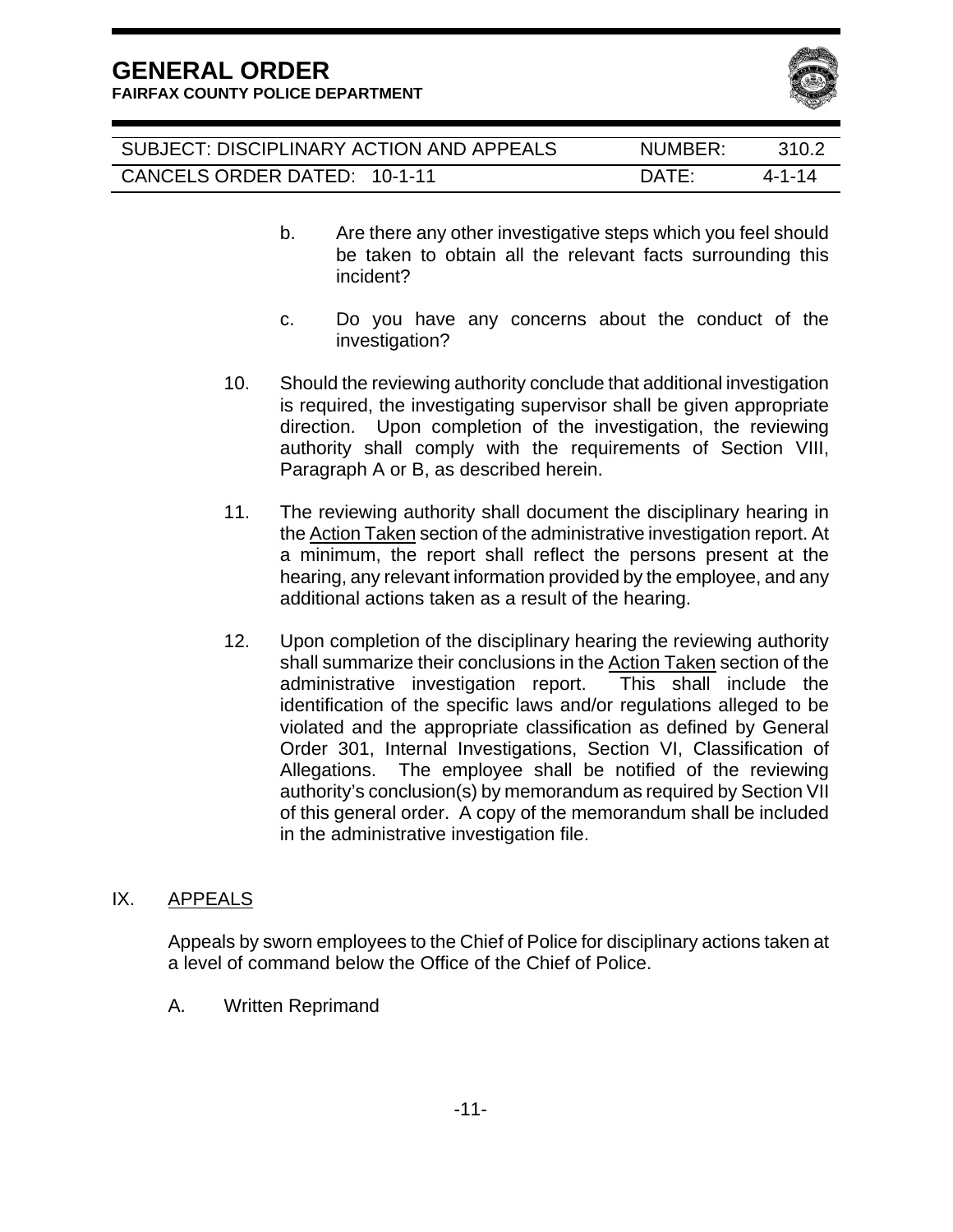b. Are there any other investigative steps which you feel should be taken to obtain all the relevant facts surrounding this incident?

c. Do you have any concerns about the conduct of the investigation?

10. Should the reviewing authority conclude that additional investigation is required, the investigating supervisor shall be given appropriate direction. Upon completion of the investigation, the reviewing authority shall comply with the requirements of Section VIII, Paragraph A or B, as described herein.

11. The reviewing authority shall document the disciplinary hearing in the Action Taken section of the administrative investigation report. At a minimum, the report shall reflect the persons present at the hearing, any relevant information provided by the employee, and any additional actions taken as a result of the hearing.

12. Upon completion of the disciplinary hearing the reviewing authority shall summarize their conclusions in the Action Taken section of the administrative investigation report. This shall include the identification of the specific laws and/or regulations alleged to be violated and the appropriate classification as defined by General Order 301, Internal Investigations, Section VI, Classification of Allegations. The employee shall be notified of the reviewing authority's conclusion(s) by memorandum as required by Section VII of this general order. A copy of the memorandum shall be included in the administrative investigation file.

## IX. APPEALS

Appeals by sworn employees to the Chief of Police for disciplinary actions taken at a level of command below the Office of the Chief of Police.

A. Written Reprimand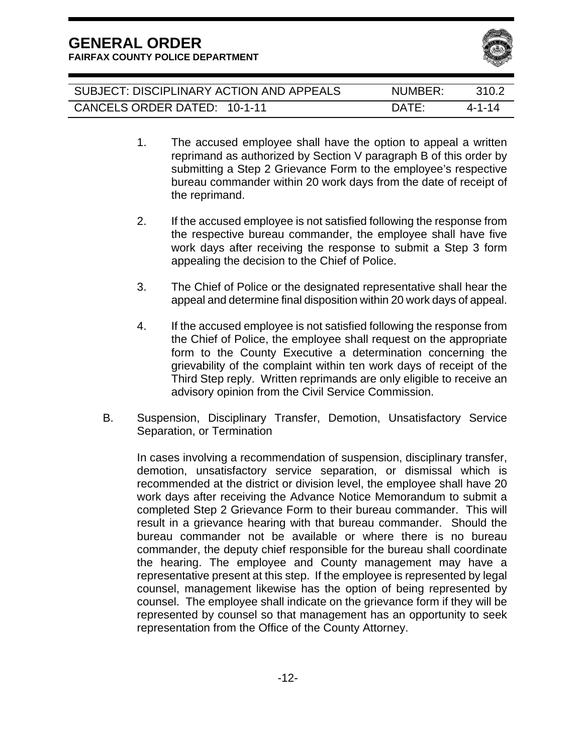1. The accused employee shall have the option to appeal a written reprimand as authorized by Section V paragraph B of this order by submitting a Step 2 Grievance Form to the employee's respective bureau commander within 20 work days from the date of receipt of the reprimand.

2. If the accused employee is not satisfied following the response from the respective bureau commander, the employee shall have five work days after receiving the response to submit a Step 3 form appealing the decision to the Chief of Police.

3. The Chief of Police or the designated representative shall hear the appeal and determine final disposition within 20 work days of appeal.

4. If the accused employee is not satisfied following the response from the Chief of Police, the employee shall request on the appropriate form to the County Executive a determination concerning the grievability of the complaint within ten work days of receipt of the Third Step reply. Written reprimands are only eligible to receive an advisory opinion from the Civil Service Commission.

B. Suspension, Disciplinary Transfer, Demotion, Unsatisfactory Service Separation, or Termination

In cases involving a recommendation of suspension, disciplinary transfer, demotion, unsatisfactory service separation, or dismissal which is recommended at the district or division level, the employee shall have 20 work days after receiving the Advance Notice Memorandum to submit a completed Step 2 Grievance Form to their bureau commander. This will result in a grievance hearing with that bureau commander. Should the bureau commander not be available or where there is no bureau commander, the deputy chief responsible for the bureau shall coordinate the hearing. The employee and County management may have a representative present at this step. If the employee is represented by legal counsel, management likewise has the option of being represented by counsel. The employee shall indicate on the grievance form if they will be represented by counsel so that management has an opportunity to seek representation from the Office of the County Attorney.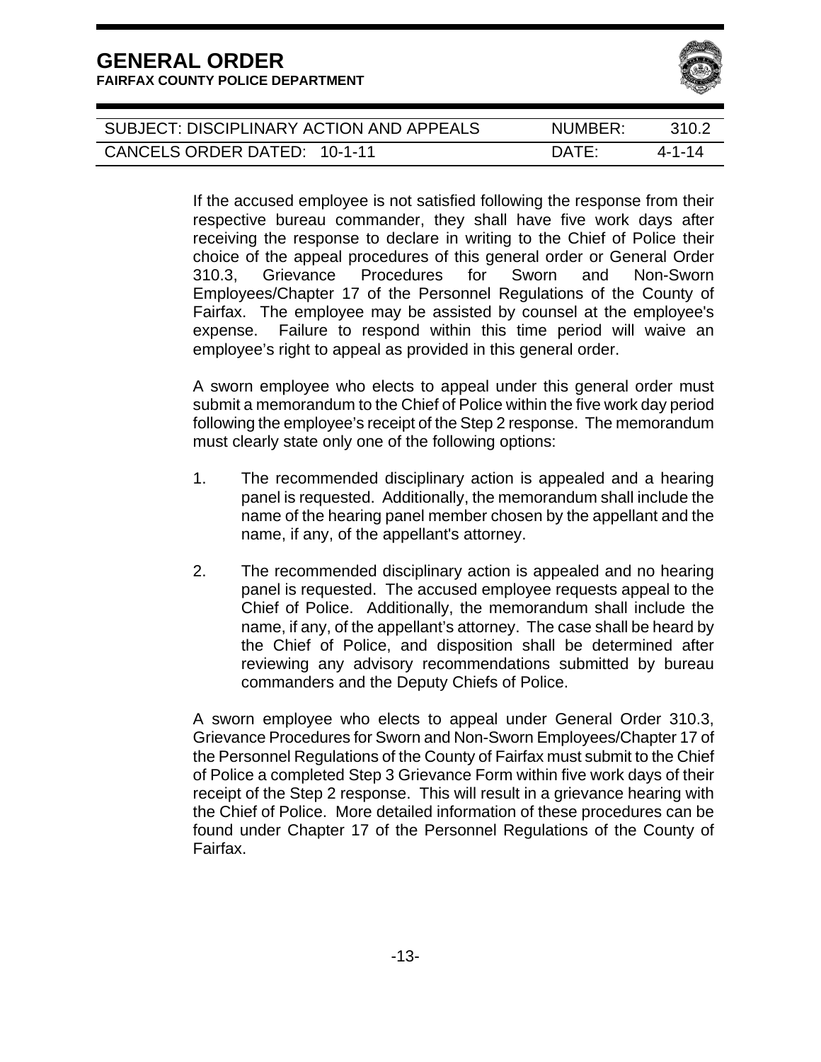If the accused employee is not satisfied following the response from their respective bureau commander, they shall have five work days after receiving the response to declare in writing to the Chief of Police their choice of the appeal procedures of this general order or General Order 310.3, Grievance Procedures for Sworn and Non-Sworn Employees/Chapter 17 of the Personnel Regulations of the County of Fairfax. The employee may be assisted by counsel at the employee's expense. Failure to respond within this time period will waive an employee's right to appeal as provided in this general order.

A sworn employee who elects to appeal under this general order must submit a memorandum to the Chief of Police within the five work day period following the employee's receipt of the Step 2 response. The memorandum must clearly state only one of the following options:

1. The recommended disciplinary action is appealed and a hearing panel is requested. Additionally, the memorandum shall include the name of the hearing panel member chosen by the appellant and the name, if any, of the appellant's attorney.

2. The recommended disciplinary action is appealed and no hearing panel is requested. The accused employee requests appeal to the Chief of Police. Additionally, the memorandum shall include the name, if any, of the appellant's attorney. The case shall be heard by the Chief of Police, and disposition shall be determined after reviewing any advisory recommendations submitted by bureau commanders and the Deputy Chiefs of Police.

A sworn employee who elects to appeal under General Order 310.3, Grievance Procedures for Sworn and Non-Sworn Employees/Chapter 17 of the Personnel Regulations of the County of Fairfax must submit to the Chief of Police a completed Step 3 Grievance Form within five work days of their receipt of the Step 2 response. This will result in a grievance hearing with the Chief of Police. More detailed information of these procedures can be found under Chapter 17 of the Personnel Regulations of the County of Fairfax.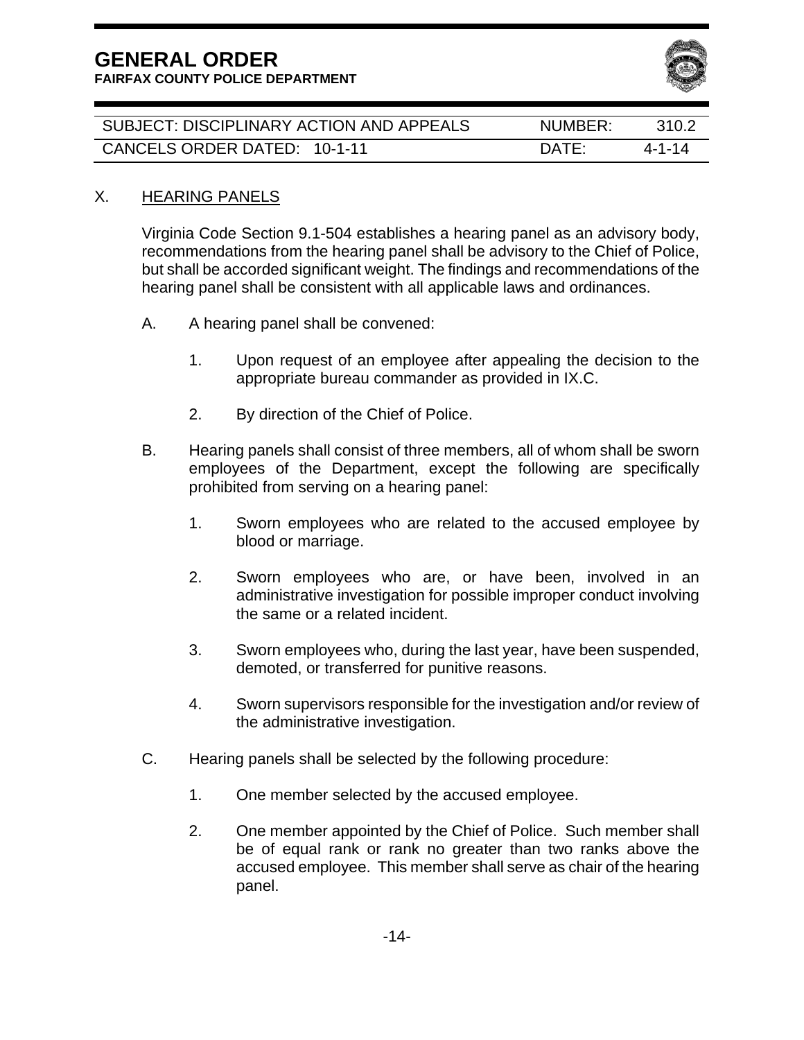# GENERAL ORDER

**FAIRFAX COUNTY POLICE DEPARTMENT**

| SUBJECT: DISCIPLINARY ACTION AND APPEALS | NUMBER: | 310.2 |
|---|---|---|
| CANCELS ORDER DATED: 10-1-11 | DATE: | 4-1-14 |

## X. HEARING PANELS

Virginia Code Section 9.1-504 establishes a hearing panel as an advisory body, recommendations from the hearing panel shall be advisory to the Chief of Police, but shall be accorded significant weight. The findings and recommendations of the hearing panel shall be consistent with all applicable laws and ordinances.

A. A hearing panel shall be convened:

1. Upon request of an employee after appealing the decision to the appropriate bureau commander as provided in IX.C.

2. By direction of the Chief of Police.

B. Hearing panels shall consist of three members, all of whom shall be sworn employees of the Department, except the following are specifically prohibited from serving on a hearing panel:

1. Sworn employees who are related to the accused employee by blood or marriage.

2. Sworn employees who are, or have been, involved in an administrative investigation for possible improper conduct involving the same or a related incident.

3. Sworn employees who, during the last year, have been suspended, demoted, or transferred for punitive reasons.

4. Sworn supervisors responsible for the investigation and/or review of the administrative investigation.

C. Hearing panels shall be selected by the following procedure:

1. One member selected by the accused employee.

2. One member appointed by the Chief of Police. Such member shall be of equal rank or rank no greater than two ranks above the accused employee. This member shall serve as chair of the hearing panel.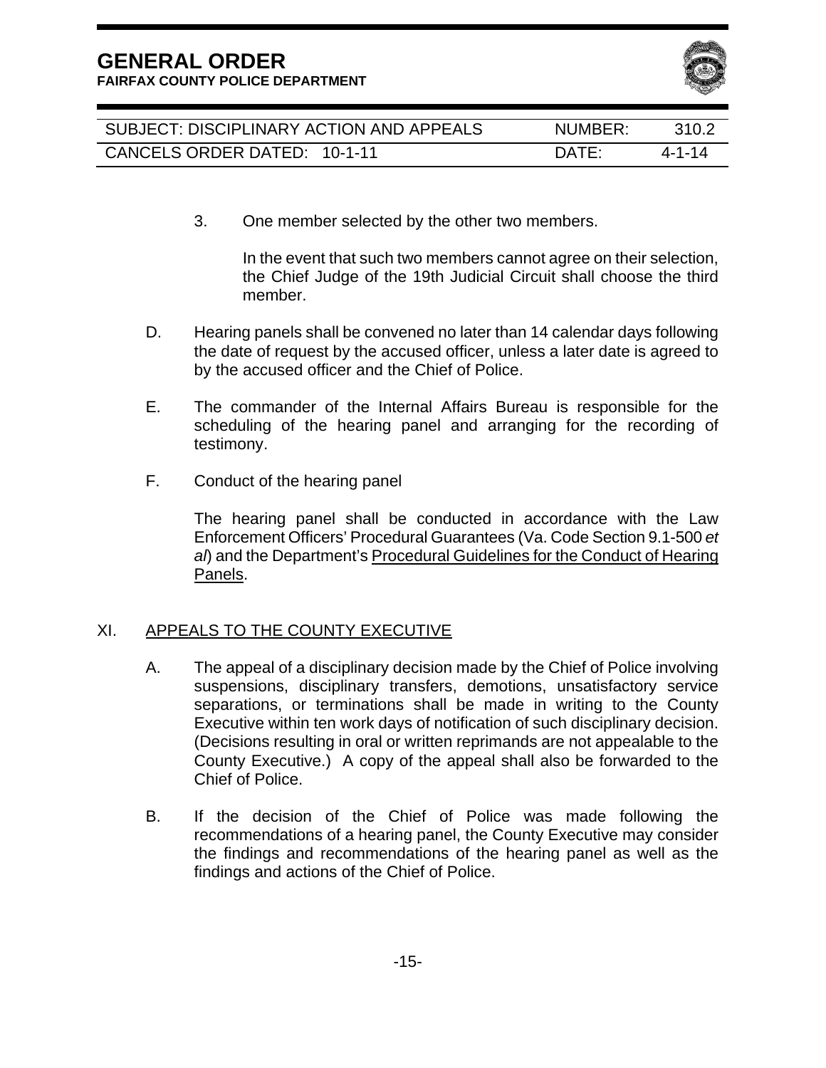3. One member selected by the other two members.

   In the event that such two members cannot agree on their selection, the Chief Judge of the 19th Judicial Circuit shall choose the third member.

D. Hearing panels shall be convened no later than 14 calendar days following the date of request by the accused officer, unless a later date is agreed to by the accused officer and the Chief of Police.

E. The commander of the Internal Affairs Bureau is responsible for the scheduling of the hearing panel and arranging for the recording of testimony.

F. Conduct of the hearing panel

   The hearing panel shall be conducted in accordance with the Law Enforcement Officers' Procedural Guarantees (Va. Code Section 9.1-500 *et al*) and the Department's <u>Procedural Guidelines for the Conduct of Hearing Panels</u>.

## XI. <u>APPEALS TO THE COUNTY EXECUTIVE</u>

A. The appeal of a disciplinary decision made by the Chief of Police involving suspensions, disciplinary transfers, demotions, unsatisfactory service separations, or terminations shall be made in writing to the County Executive within ten work days of notification of such disciplinary decision. (Decisions resulting in oral or written reprimands are not appealable to the County Executive.) A copy of the appeal shall also be forwarded to the Chief of Police.

B. If the decision of the Chief of Police was made following the recommendations of a hearing panel, the County Executive may consider the findings and recommendations of the hearing panel as well as the findings and actions of the Chief of Police.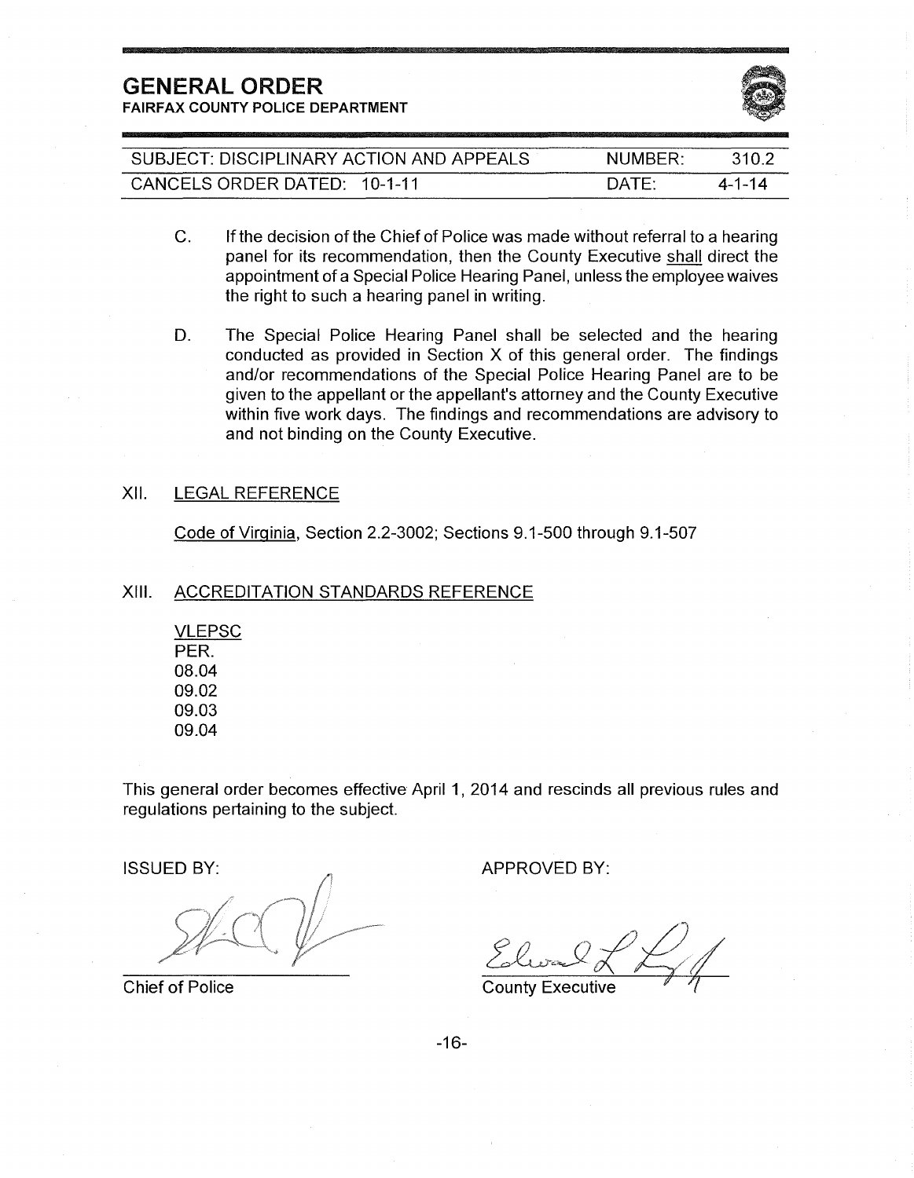C. If the decision of the Chief of Police was made without referral to a hearing panel for its recommendation, then the County Executive shall direct the appointment of a Special Police Hearing Panel, unless the employee waives the right to such a hearing panel in writing.

D. The Special Police Hearing Panel shall be selected and the hearing conducted as provided in Section X of this general order. The findings and/or recommendations of the Special Police Hearing Panel are to be given to the appellant or the appellant's attorney and the County Executive within five work days. The findings and recommendations are advisory to and not binding on the County Executive.

## XII. LEGAL REFERENCE

Code of Virginia, Section 2.2-3002; Sections 9.1-500 through 9.1-507

## XIII. ACCREDITATION STANDARDS REFERENCE

VLEPSC
PER.
08.04
09.02
09.03
09.04

This general order becomes effective April 1, 2014 and rescinds all previous rules and regulations pertaining to the subject.

ISSUED BY:

Chief of Police

APPROVED BY:

County Executive